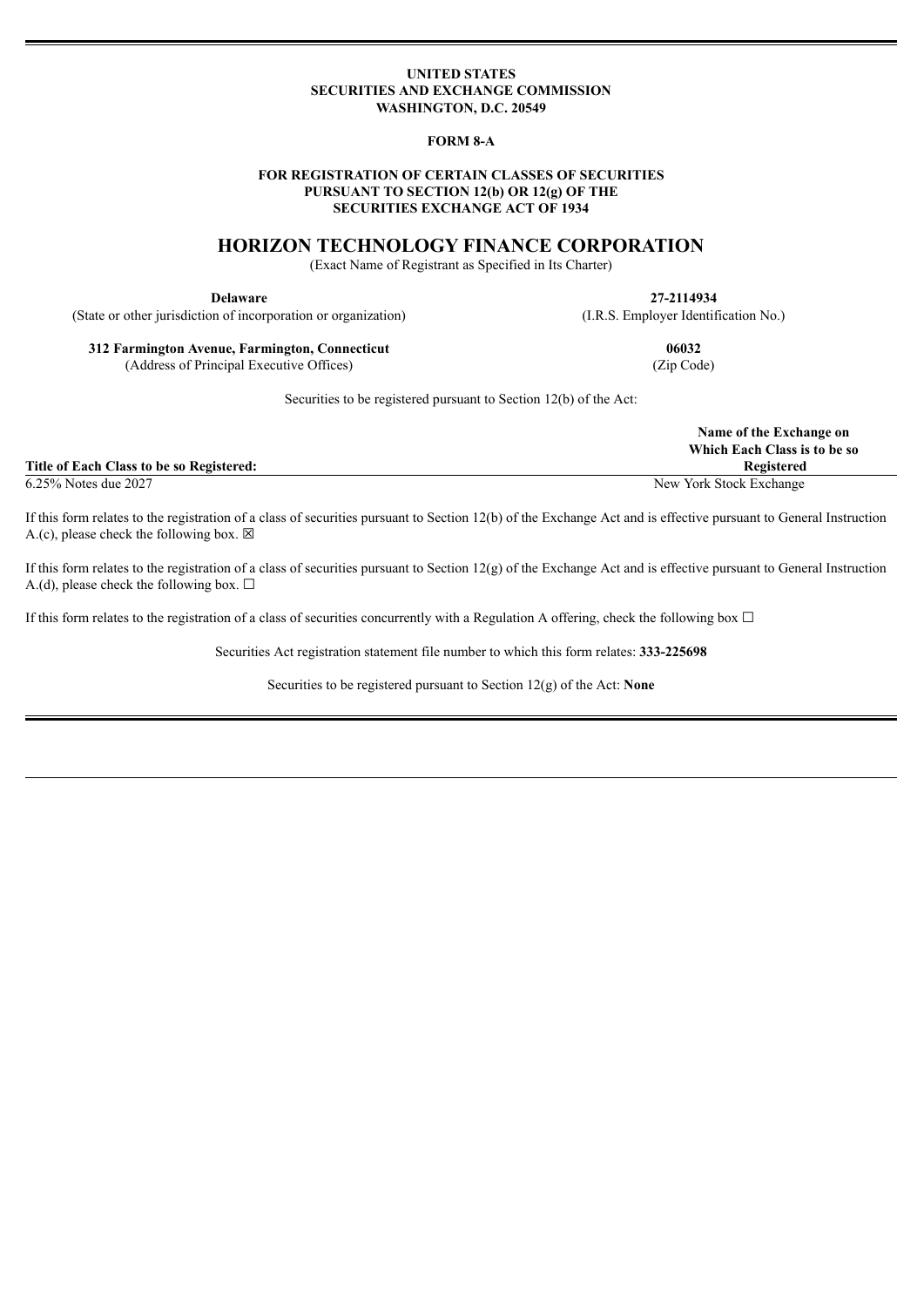**UNITED STATES**
**SECURITIES AND EXCHANGE COMMISSION**
**WASHINGTON, D.C. 20549**

**FORM 8-A**

**FOR REGISTRATION OF CERTAIN CLASSES OF SECURITIES PURSUANT TO SECTION 12(b) OR 12(g) OF THE SECURITIES EXCHANGE ACT OF 1934**

# HORIZON TECHNOLOGY FINANCE CORPORATION

(Exact Name of Registrant as Specified in Its Charter)

| **Delaware** | **27-2114934** |
|---|---|
| (State or other jurisdiction of incorporation or organization) | (I.R.S. Employer Identification No.) |
| **312 Farmington Avenue, Farmington, Connecticut** | **06032** |
| (Address of Principal Executive Offices) | (Zip Code) |

Securities to be registered pursuant to Section 12(b) of the Act:

| Title of Each Class to be so Registered: | Name of the Exchange on Which Each Class is to be so Registered |
|---|---|
| 6.25% Notes due 2027 | New York Stock Exchange |

If this form relates to the registration of a class of securities pursuant to Section 12(b) of the Exchange Act and is effective pursuant to General Instruction A.(c), please check the following box. ☒

If this form relates to the registration of a class of securities pursuant to Section 12(g) of the Exchange Act and is effective pursuant to General Instruction A.(d), please check the following box. ☐

If this form relates to the registration of a class of securities concurrently with a Regulation A offering, check the following box ☐

Securities Act registration statement file number to which this form relates: **333-225698**

Securities to be registered pursuant to Section 12(g) of the Act: **None**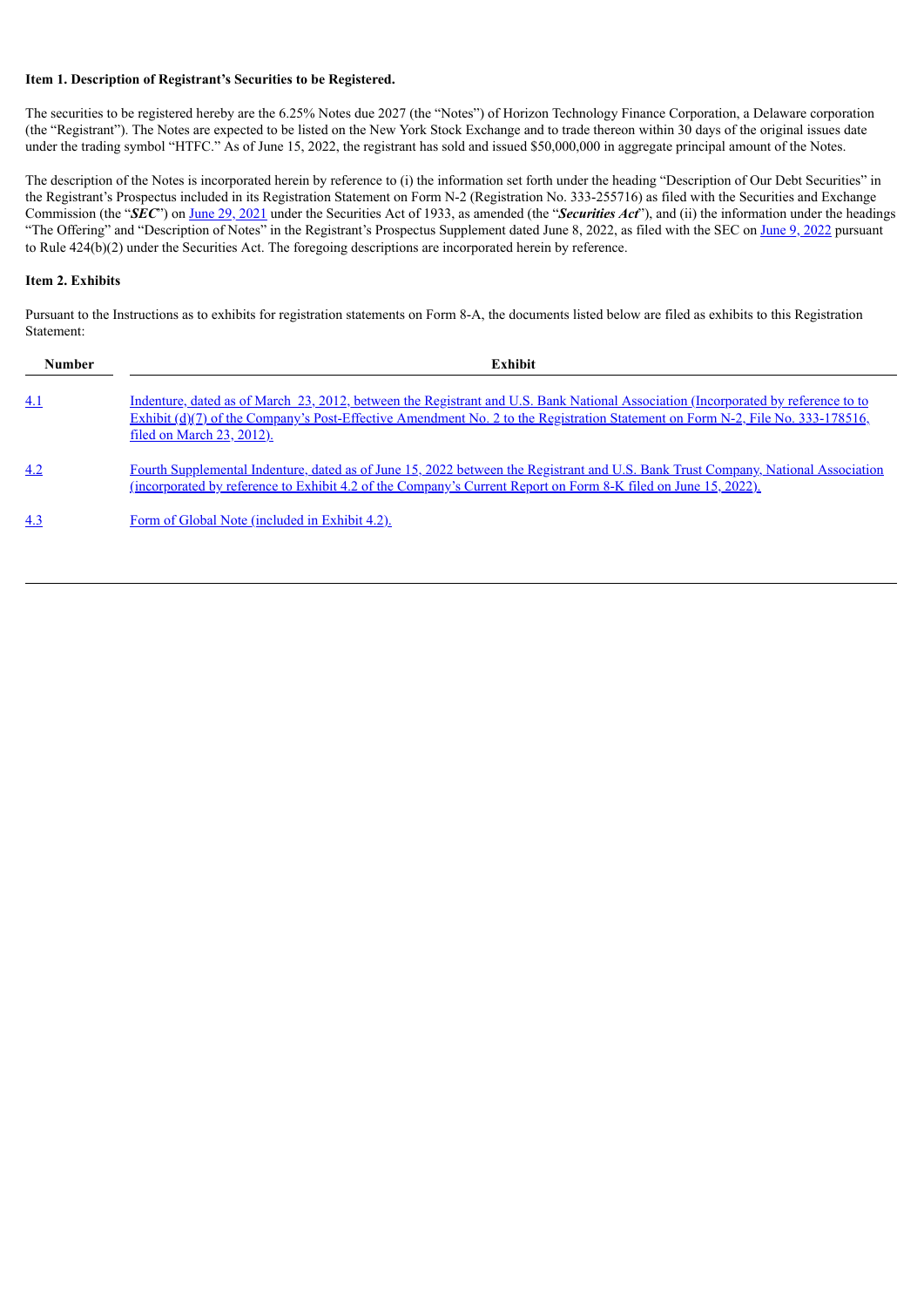**Item 1. Description of Registrant's Securities to be Registered.**

The securities to be registered hereby are the 6.25% Notes due 2027 (the "Notes") of Horizon Technology Finance Corporation, a Delaware corporation (the "Registrant"). The Notes are expected to be listed on the New York Stock Exchange and to trade thereon within 30 days of the original issues date under the trading symbol "HTFC." As of June 15, 2022, the registrant has sold and issued $50,000,000 in aggregate principal amount of the Notes.

The description of the Notes is incorporated herein by reference to (i) the information set forth under the heading "Description of Our Debt Securities" in the Registrant's Prospectus included in its Registration Statement on Form N-2 (Registration No. 333-255716) as filed with the Securities and Exchange Commission (the "***SEC***") on June 29, 2021 under the Securities Act of 1933, as amended (the "***Securities Act***"), and (ii) the information under the headings "The Offering" and "Description of Notes" in the Registrant's Prospectus Supplement dated June 8, 2022, as filed with the SEC on June 9, 2022 pursuant to Rule 424(b)(2) under the Securities Act. The foregoing descriptions are incorporated herein by reference.

**Item 2. Exhibits**

Pursuant to the Instructions as to exhibits for registration statements on Form 8-A, the documents listed below are filed as exhibits to this Registration Statement:

| Number | Exhibit |
|---|---|
| 4.1 | Indenture, dated as of March 23, 2012, between the Registrant and U.S. Bank National Association (Incorporated by reference to to Exhibit (d)(7) of the Company's Post-Effective Amendment No. 2 to the Registration Statement on Form N-2, File No. 333-178516, filed on March 23, 2012). |
| 4.2 | Fourth Supplemental Indenture, dated as of June 15, 2022 between the Registrant and U.S. Bank Trust Company, National Association (incorporated by reference to Exhibit 4.2 of the Company's Current Report on Form 8-K filed on June 15, 2022). |
| 4.3 | Form of Global Note (included in Exhibit 4.2). |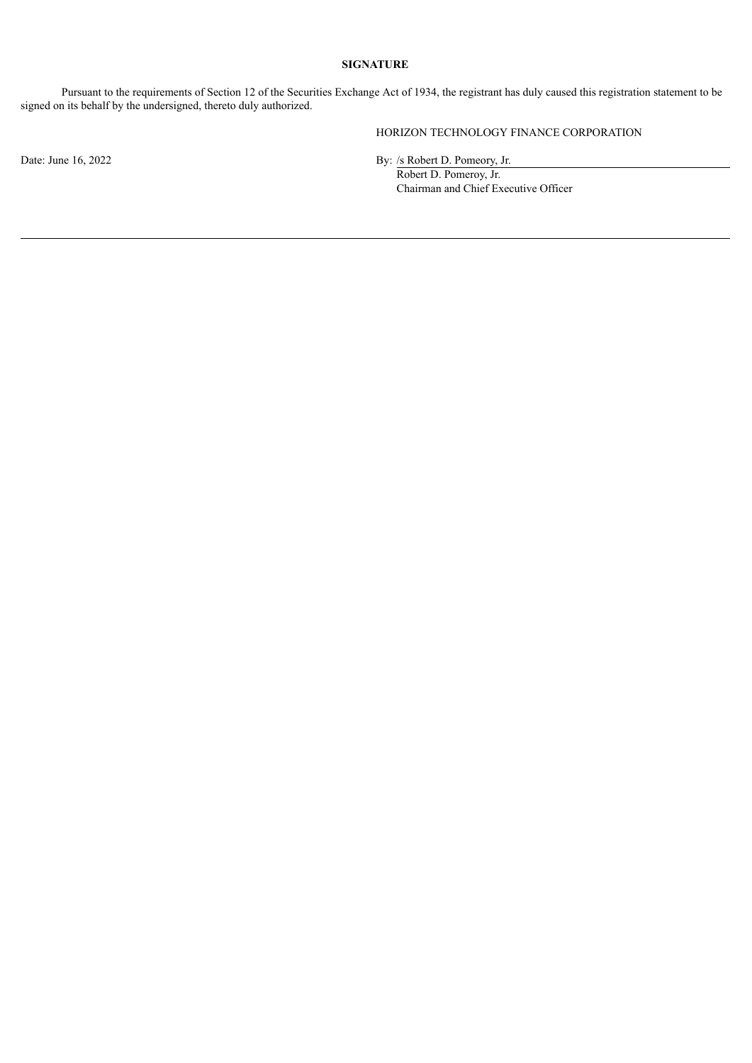**SIGNATURE**

Pursuant to the requirements of Section 12 of the Securities Exchange Act of 1934, the registrant has duly caused this registration statement to be signed on its behalf by the undersigned, thereto duly authorized.

HORIZON TECHNOLOGY FINANCE CORPORATION

Date: June 16, 2022

By: /s Robert D. Pomeory, Jr.
Robert D. Pomeroy, Jr.
Chairman and Chief Executive Officer